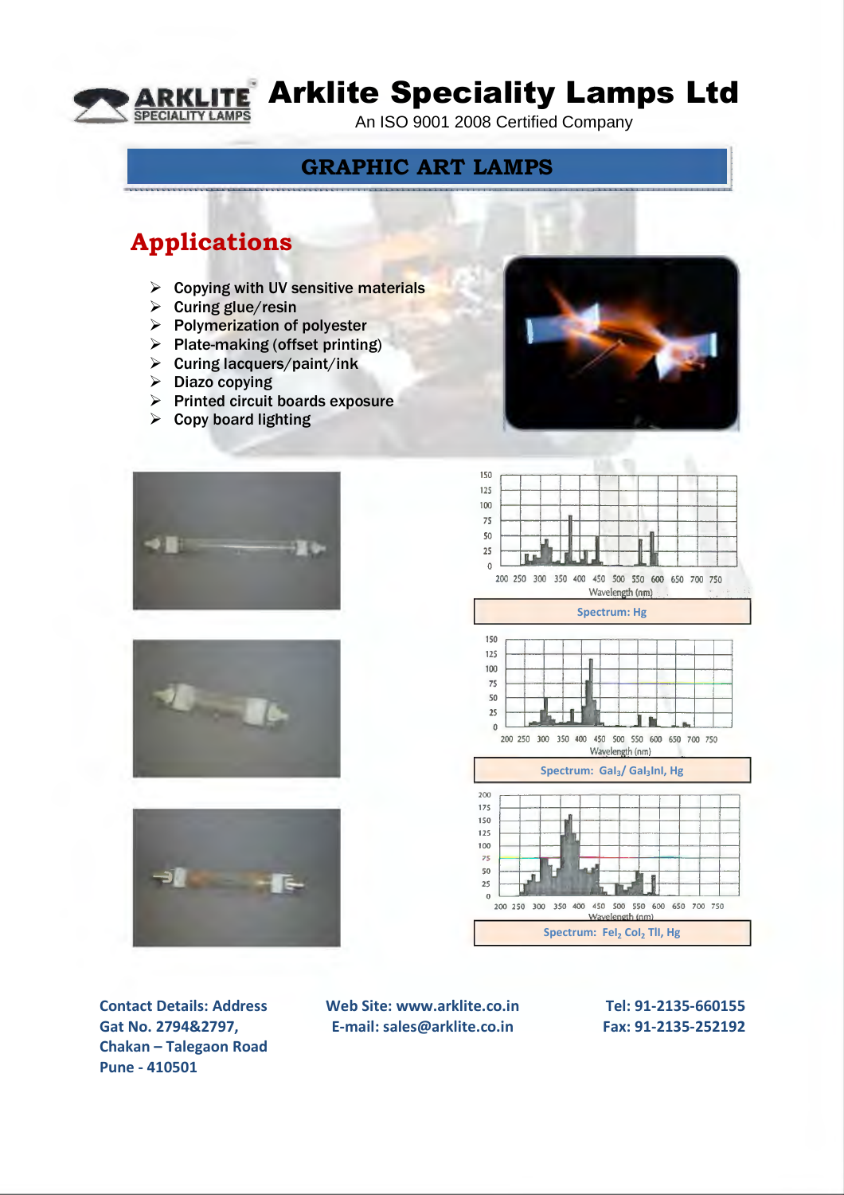# Arklite Speciality Lamps Ltd

An ISO 9001 2008 Certified Company

## GRAPHIC ART LAMPS

## Applications

- Copying with UV sensitive materials
- Curing glue/resin
- Polymerization of polyester
- Plate-making (offset printing)
- Curing lacquers/paint/ink
- Diazo copying
- Printed circuit boards exposure
- Copy board lighting

Spectrum: Hg

Spectrum: $GaI_3$/ $GaI_3InI$, Hg

Spectrum: $FeI_2$ $CoI_2$ TlI, Hg

**Contact Details: Address**
**Gat No. 2794&2797,**
**Chakan – Talegaon Road**
**Pune - 410501**

**Web Site: www.arklite.co.in**
**E-mail: sales@arklite.co.in**

**Tel: 91-2135-660155**
**Fax: 91-2135-252192**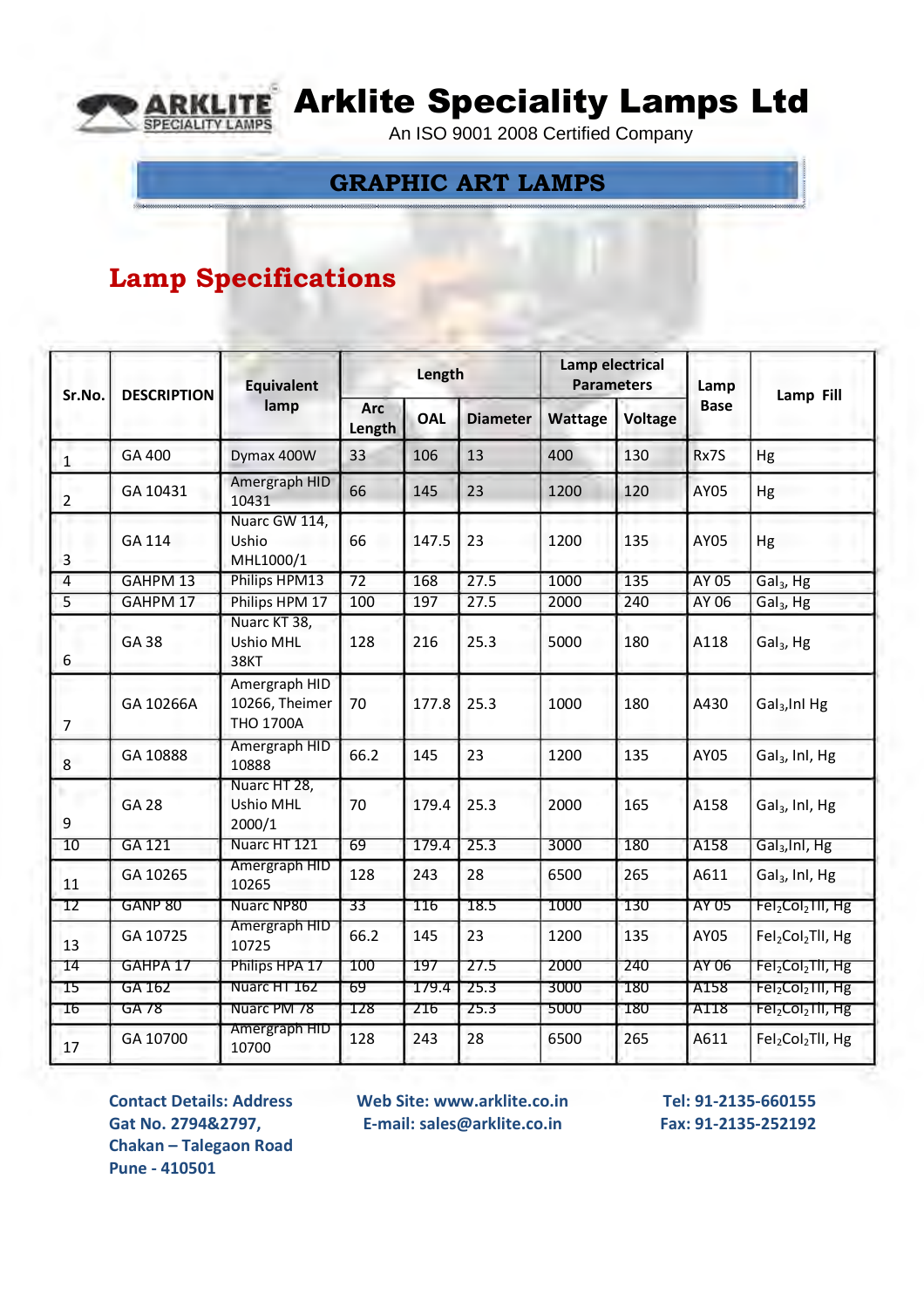# Arklite Speciality Lamps Ltd

An ISO 9001 2008 Certified Company

## GRAPHIC ART LAMPS

## Lamp Specifications

| Sr.No. | DESCRIPTION | Equivalent lamp | Length | | | Lamp electrical Parameters | | Lamp Base | Lamp Fill |
|---|---|---|---|---|---|---|---|---|---|
| | | | Arc Length | OAL | Diameter | Wattage | Voltage | | |
| 1 | GA 400 | Dymax 400W | 33 | 106 | 13 | 400 | 130 | Rx7S | Hg |
| 2 | GA 10431 | Amergraph HID 10431 | 66 | 145 | 23 | 1200 | 120 | AY05 | Hg |
| 3 | GA 114 | Nuarc GW 114, Ushio MHL1000/1 | 66 | 147.5 | 23 | 1200 | 135 | AY05 | Hg |
| 4 | GAHPM 13 | Philips HPM13 | 72 | 168 | 27.5 | 1000 | 135 | AY 05 | $GaI_3$, Hg |
| 5 | GAHPM 17 | Philips HPM 17 | 100 | 197 | 27.5 | 2000 | 240 | AY 06 | $GaI_3$, Hg |
| 6 | GA 38 | Nuarc KT 38, Ushio MHL 38KT | 128 | 216 | 25.3 | 5000 | 180 | A118 | $GaI_3$, Hg |
| 7 | GA 10266A | Amergraph HID 10266, Theimer THO 1700A | 70 | 177.8 | 25.3 | 1000 | 180 | A430 | $GaI_3$,InI Hg |
| 8 | GA 10888 | Amergraph HID 10888 | 66.2 | 145 | 23 | 1200 | 135 | AY05 | $GaI_3$, InI, Hg |
| 9 | GA 28 | Nuarc HT 28, Ushio MHL 2000/1 | 70 | 179.4 | 25.3 | 2000 | 165 | A158 | $GaI_3$, InI, Hg |
| 10 | GA 121 | Nuarc HT 121 | 69 | 179.4 | 25.3 | 3000 | 180 | A158 | $GaI_3$,InI, Hg |
| 11 | GA 10265 | Amergraph HID 10265 | 128 | 243 | 28 | 6500 | 265 | A611 | $GaI_3$, InI, Hg |
| 12 | GANP 80 | Nuarc NP80 | 33 | 116 | 18.5 | 1000 | 130 | AY 05 | $FeI_2CoI_2TlI$, Hg |
| 13 | GA 10725 | Amergraph HID 10725 | 66.2 | 145 | 23 | 1200 | 135 | AY05 | $FeI_2CoI_2TlI$, Hg |
| 14 | GAHPA 17 | Philips HPA 17 | 100 | 197 | 27.5 | 2000 | 240 | AY 06 | $FeI_2CoI_2TlI$, Hg |
| 15 | GA 162 | Nuarc HT 162 | 69 | 179.4 | 25.3 | 3000 | 180 | A158 | $FeI_2CoI_2TlI$, Hg |
| 16 | GA 78 | Nuarc PM 78 | 128 | 216 | 25.3 | 5000 | 180 | A118 | $FeI_2CoI_2TlI$, Hg |
| 17 | GA 10700 | Amergraph HID 10700 | 128 | 243 | 28 | 6500 | 265 | A611 | $FeI_2CoI_2TlI$, Hg |

**Contact Details: Address**
**Gat No. 2794&2797,**
**Chakan – Talegaon Road**
**Pune - 410501**

**Web Site: www.arklite.co.in**
**E-mail: sales@arklite.co.in**

**Tel: 91-2135-660155**
**Fax: 91-2135-252192**